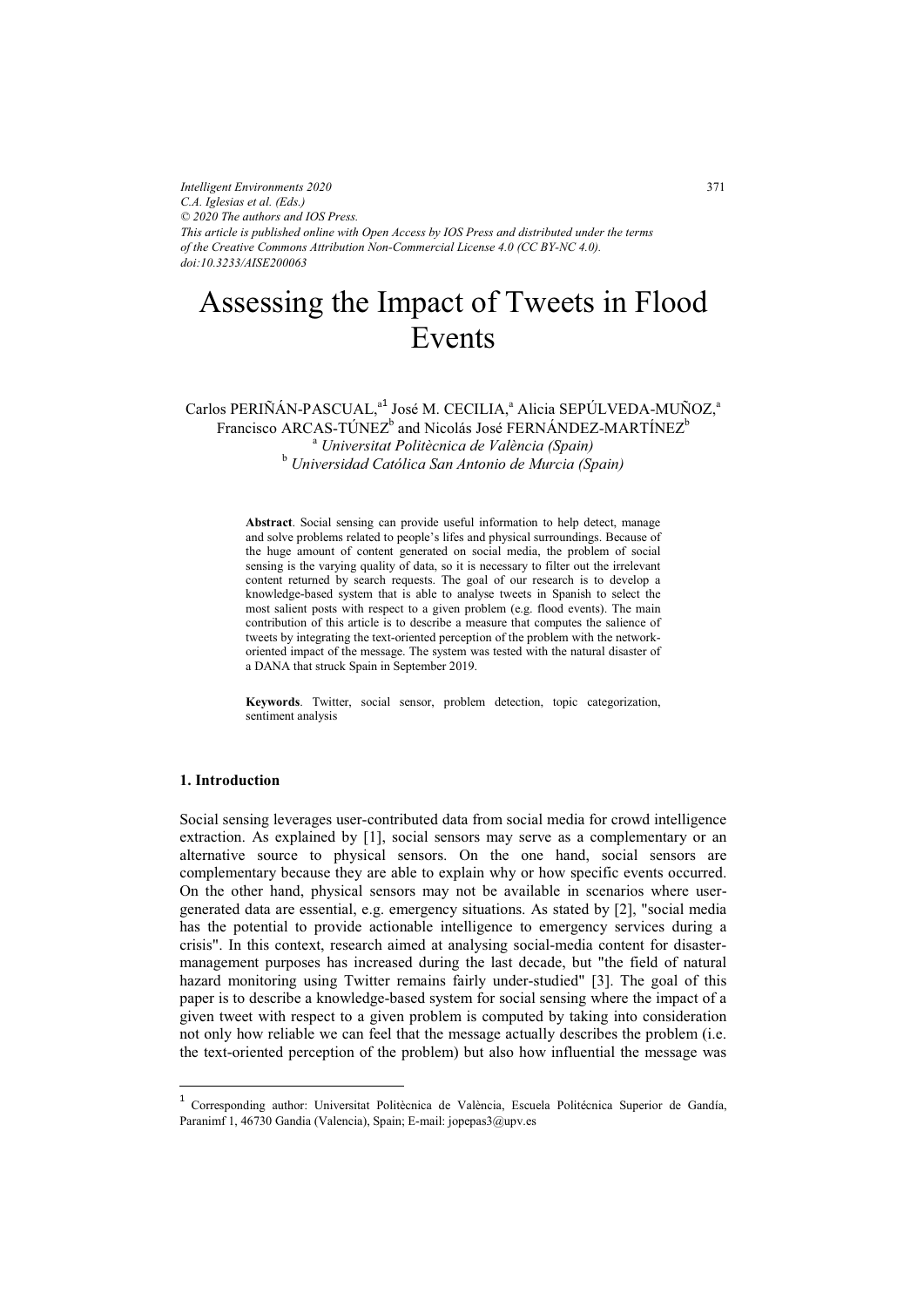*Intelligent Environments 2020*
*C.A. Iglesias et al. (Eds.)*
*© 2020 The authors and IOS Press.*
*This article is published online with Open Access by IOS Press and distributed under the terms of the Creative Commons Attribution Non-Commercial License 4.0 (CC BY-NC 4.0).*
*doi:10.3233/AISE200063*

# Assessing the Impact of Tweets in Flood Events

Carlos PERIÑÁN-PASCUAL,[a1] José M. CECILIA,[a] Alicia SEPÚLVEDA-MUÑOZ,[a] Francisco ARCAS-TÚNEZ[b] and Nicolás José FERNÁNDEZ-MARTÍNEZ[b]

[a] *Universitat Politècnica de València (Spain)*
[b] *Universidad Católica San Antonio de Murcia (Spain)*

**Abstract**. Social sensing can provide useful information to help detect, manage and solve problems related to people's lifes and physical surroundings. Because of the huge amount of content generated on social media, the problem of social sensing is the varying quality of data, so it is necessary to filter out the irrelevant content returned by search requests. The goal of our research is to develop a knowledge-based system that is able to analyse tweets in Spanish to select the most salient posts with respect to a given problem (e.g. flood events). The main contribution of this article is to describe a measure that computes the salience of tweets by integrating the text-oriented perception of the problem with the network-oriented impact of the message. The system was tested with the natural disaster of a DANA that struck Spain in September 2019.

**Keywords**. Twitter, social sensor, problem detection, topic categorization, sentiment analysis

## 1. Introduction

Social sensing leverages user-contributed data from social media for crowd intelligence extraction. As explained by [1], social sensors may serve as a complementary or an alternative source to physical sensors. On the one hand, social sensors are complementary because they are able to explain why or how specific events occurred. On the other hand, physical sensors may not be available in scenarios where user-generated data are essential, e.g. emergency situations. As stated by [2], "social media has the potential to provide actionable intelligence to emergency services during a crisis". In this context, research aimed at analysing social-media content for disaster-management purposes has increased during the last decade, but "the field of natural hazard monitoring using Twitter remains fairly under-studied" [3]. The goal of this paper is to describe a knowledge-based system for social sensing where the impact of a given tweet with respect to a given problem is computed by taking into consideration not only how reliable we can feel that the message actually describes the problem (i.e. the text-oriented perception of the problem) but also how influential the message was

[1] Corresponding author: Universitat Politècnica de València, Escuela Politécnica Superior de Gandía, Paranimf 1, 46730 Gandia (Valencia), Spain; E-mail: jopepas3@upv.es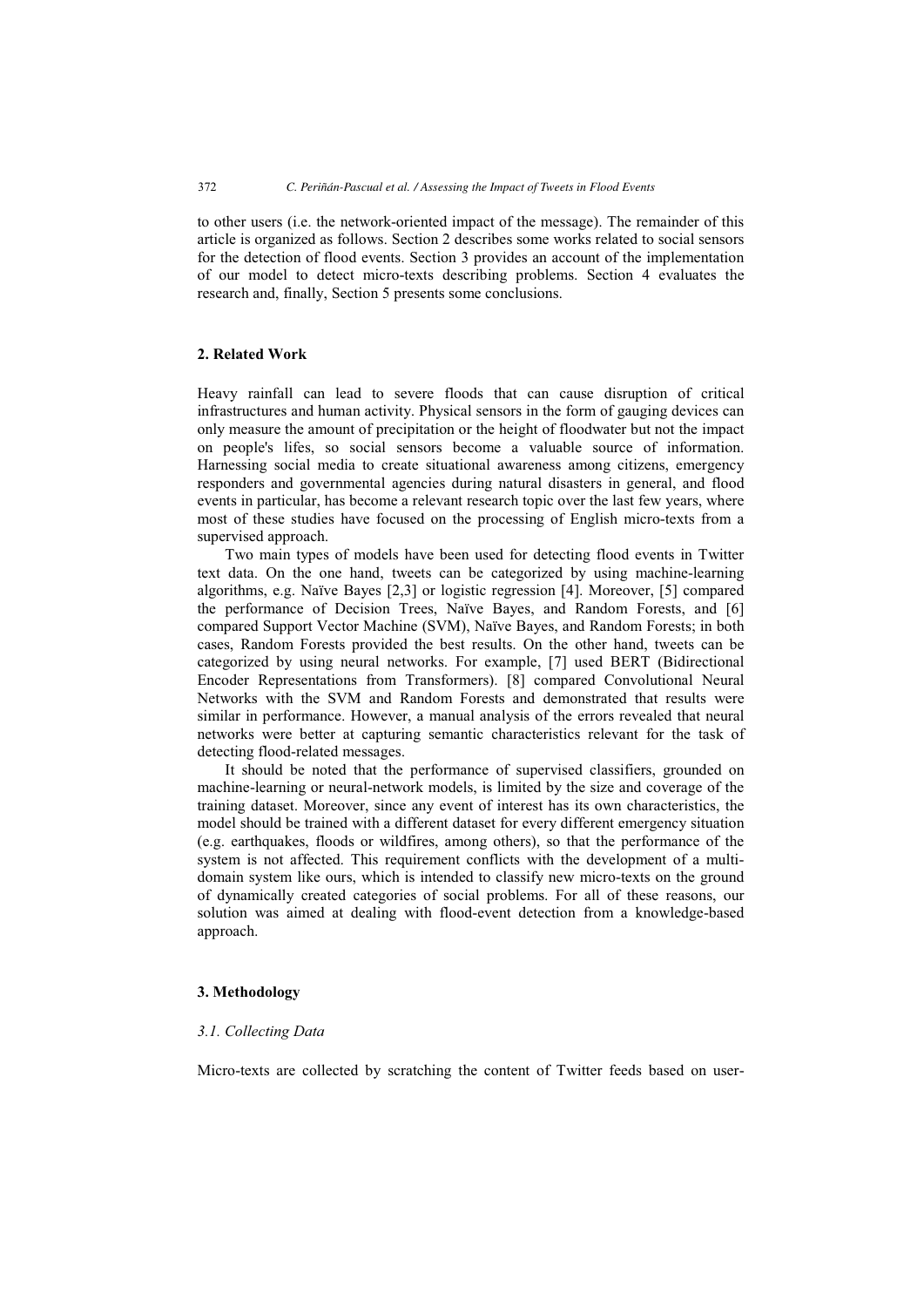to other users (i.e. the network-oriented impact of the message). The remainder of this article is organized as follows. Section 2 describes some works related to social sensors for the detection of flood events. Section 3 provides an account of the implementation of our model to detect micro-texts describing problems. Section 4 evaluates the research and, finally, Section 5 presents some conclusions.

## 2. Related Work

Heavy rainfall can lead to severe floods that can cause disruption of critical infrastructures and human activity. Physical sensors in the form of gauging devices can only measure the amount of precipitation or the height of floodwater but not the impact on people's lifes, so social sensors become a valuable source of information. Harnessing social media to create situational awareness among citizens, emergency responders and governmental agencies during natural disasters in general, and flood events in particular, has become a relevant research topic over the last few years, where most of these studies have focused on the processing of English micro-texts from a supervised approach.

Two main types of models have been used for detecting flood events in Twitter text data. On the one hand, tweets can be categorized by using machine-learning algorithms, e.g. Naïve Bayes [2,3] or logistic regression [4]. Moreover, [5] compared the performance of Decision Trees, Naïve Bayes, and Random Forests, and [6] compared Support Vector Machine (SVM), Naïve Bayes, and Random Forests; in both cases, Random Forests provided the best results. On the other hand, tweets can be categorized by using neural networks. For example, [7] used BERT (Bidirectional Encoder Representations from Transformers). [8] compared Convolutional Neural Networks with the SVM and Random Forests and demonstrated that results were similar in performance. However, a manual analysis of the errors revealed that neural networks were better at capturing semantic characteristics relevant for the task of detecting flood-related messages.

It should be noted that the performance of supervised classifiers, grounded on machine-learning or neural-network models, is limited by the size and coverage of the training dataset. Moreover, since any event of interest has its own characteristics, the model should be trained with a different dataset for every different emergency situation (e.g. earthquakes, floods or wildfires, among others), so that the performance of the system is not affected. This requirement conflicts with the development of a multi-domain system like ours, which is intended to classify new micro-texts on the ground of dynamically created categories of social problems. For all of these reasons, our solution was aimed at dealing with flood-event detection from a knowledge-based approach.

## 3. Methodology

### *3.1. Collecting Data*

Micro-texts are collected by scratching the content of Twitter feeds based on user-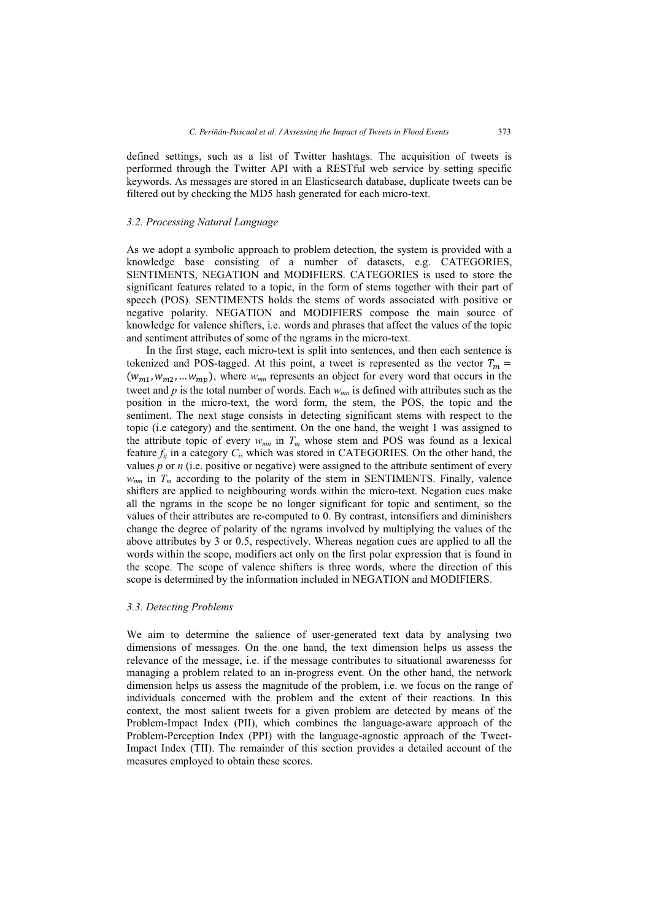defined settings, such as a list of Twitter hashtags. The acquisition of tweets is performed through the Twitter API with a RESTful web service by setting specific keywords. As messages are stored in an Elasticsearch database, duplicate tweets can be filtered out by checking the MD5 hash generated for each micro-text.

### *3.2. Processing Natural Language*

As we adopt a symbolic approach to problem detection, the system is provided with a knowledge base consisting of a number of datasets, e.g. CATEGORIES, SENTIMENTS, NEGATION and MODIFIERS. CATEGORIES is used to store the significant features related to a topic, in the form of stems together with their part of speech (POS). SENTIMENTS holds the stems of words associated with positive or negative polarity. NEGATION and MODIFIERS compose the main source of knowledge for valence shifters, i.e. words and phrases that affect the values of the topic and sentiment attributes of some of the ngrams in the micro-text.

In the first stage, each micro-text is split into sentences, and then each sentence is tokenized and POS-tagged. At this point, a tweet is represented as the vector $T_m = (w_{m1}, w_{m2}, \dots w_{mp})$, where $w_{mn}$ represents an object for every word that occurs in the tweet and $p$ is the total number of words. Each $w_{mn}$ is defined with attributes such as the position in the micro-text, the word form, the stem, the POS, the topic and the sentiment. The next stage consists in detecting significant stems with respect to the topic (i.e category) and the sentiment. On the one hand, the weight 1 was assigned to the attribute topic of every $w_{mn}$ in $T_m$ whose stem and POS was found as a lexical feature $f_{ij}$ in a category $C_i$, which was stored in CATEGORIES. On the other hand, the values $p$ or $n$ (i.e. positive or negative) were assigned to the attribute sentiment of every $w_{mn}$ in $T_m$ according to the polarity of the stem in SENTIMENTS. Finally, valence shifters are applied to neighbouring words within the micro-text. Negation cues make all the ngrams in the scope be no longer significant for topic and sentiment, so the values of their attributes are re-computed to 0. By contrast, intensifiers and diminishers change the degree of polarity of the ngrams involved by multiplying the values of the above attributes by 3 or 0.5, respectively. Whereas negation cues are applied to all the words within the scope, modifiers act only on the first polar expression that is found in the scope. The scope of valence shifters is three words, where the direction of this scope is determined by the information included in NEGATION and MODIFIERS.

### *3.3. Detecting Problems*

We aim to determine the salience of user-generated text data by analysing two dimensions of messages. On the one hand, the text dimension helps us assess the relevance of the message, i.e. if the message contributes to situational awarenesss for managing a problem related to an in-progress event. On the other hand, the network dimension helps us assess the magnitude of the problem, i.e. we focus on the range of individuals concerned with the problem and the extent of their reactions. In this context, the most salient tweets for a given problem are detected by means of the Problem-Impact Index (PII), which combines the language-aware approach of the Problem-Perception Index (PPI) with the language-agnostic approach of the Tweet-Impact Index (TII). The remainder of this section provides a detailed account of the measures employed to obtain these scores.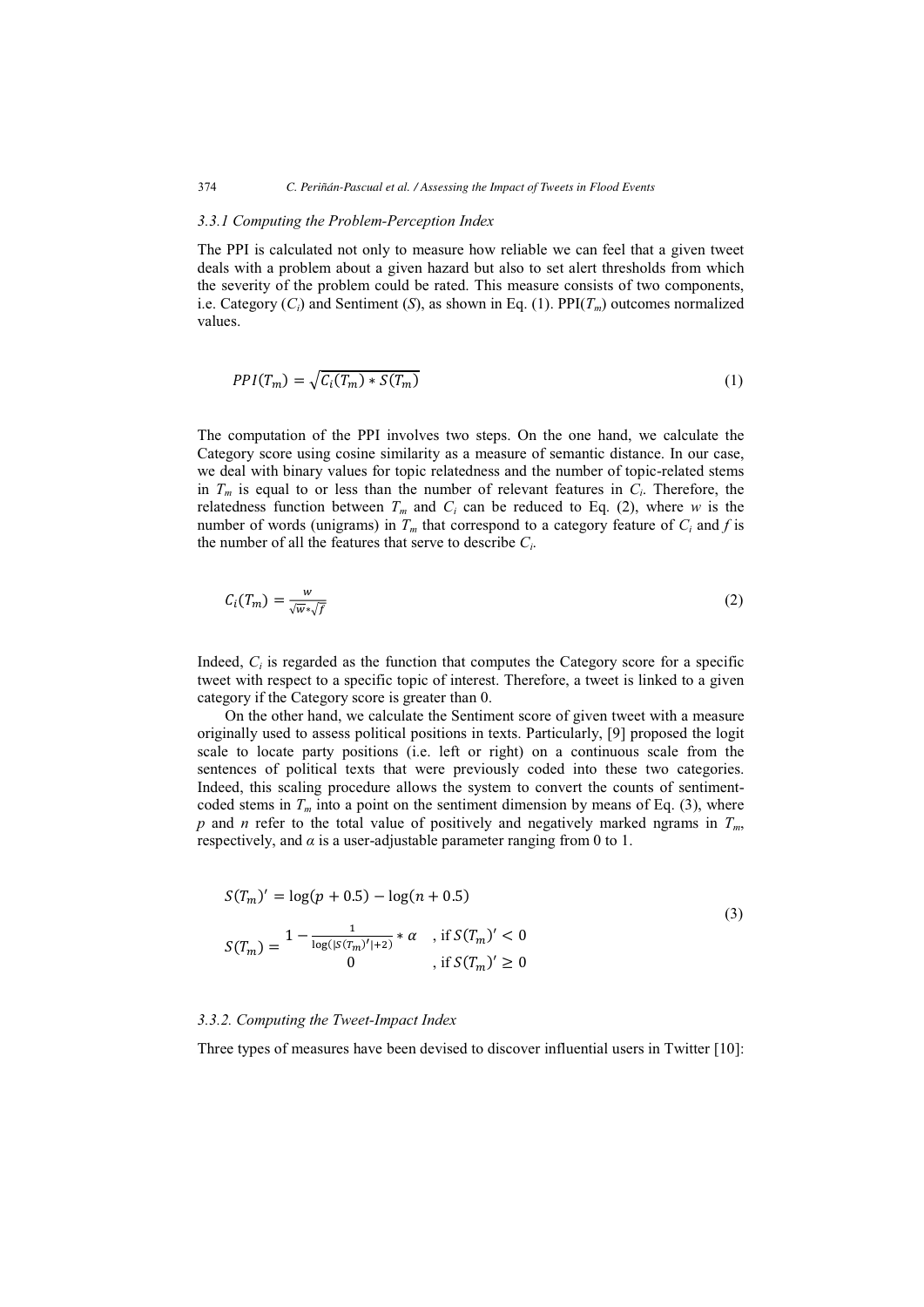### 3.3.1 Computing the Problem-Perception Index

The PPI is calculated not only to measure how reliable we can feel that a given tweet deals with a problem about a given hazard but also to set alert thresholds from which the severity of the problem could be rated. This measure consists of two components, i.e. Category ($C_i$) and Sentiment ($S$), as shown in Eq. (1). PPI($T_m$) outcomes normalized values.

$$PPI(T_m) = \sqrt{C_i(T_m) * S(T_m)} \tag{1}$$

The computation of the PPI involves two steps. On the one hand, we calculate the Category score using cosine similarity as a measure of semantic distance. In our case, we deal with binary values for topic relatedness and the number of topic-related stems in $T_m$ is equal to or less than the number of relevant features in $C_i$. Therefore, the relatedness function between $T_m$ and $C_i$ can be reduced to Eq. (2), where $w$ is the number of words (unigrams) in $T_m$ that correspond to a category feature of $C_i$ and $f$ is the number of all the features that serve to describe $C_i$.

$$C_i(T_m) = \frac{w}{\sqrt{w} * \sqrt{f}} \tag{2}$$

Indeed, $C_i$ is regarded as the function that computes the Category score for a specific tweet with respect to a specific topic of interest. Therefore, a tweet is linked to a given category if the Category score is greater than 0.

On the other hand, we calculate the Sentiment score of given tweet with a measure originally used to assess political positions in texts. Particularly, [9] proposed the logit scale to locate party positions (i.e. left or right) on a continuous scale from the sentences of political texts that were previously coded into these two categories. Indeed, this scaling procedure allows the system to convert the counts of sentiment-coded stems in $T_m$ into a point on the sentiment dimension by means of Eq. (3), where $p$ and $n$ refer to the total value of positively and negatively marked ngrams in $T_m$, respectively, and $\alpha$ is a user-adjustable parameter ranging from 0 to 1.

$$S(T_m)' = \log(p + 0.5) - \log(n + 0.5)$$

$$S(T_m) = \begin{cases} 1 - \frac{1}{\log(|S(T_m)'| + 2)} * \alpha & \text{, if } S(T_m)' < 0 \\ 0 & \text{, if } S(T_m)' \geq 0 \end{cases} \tag{3}$$

### 3.3.2. Computing the Tweet-Impact Index

Three types of measures have been devised to discover influential users in Twitter [10]: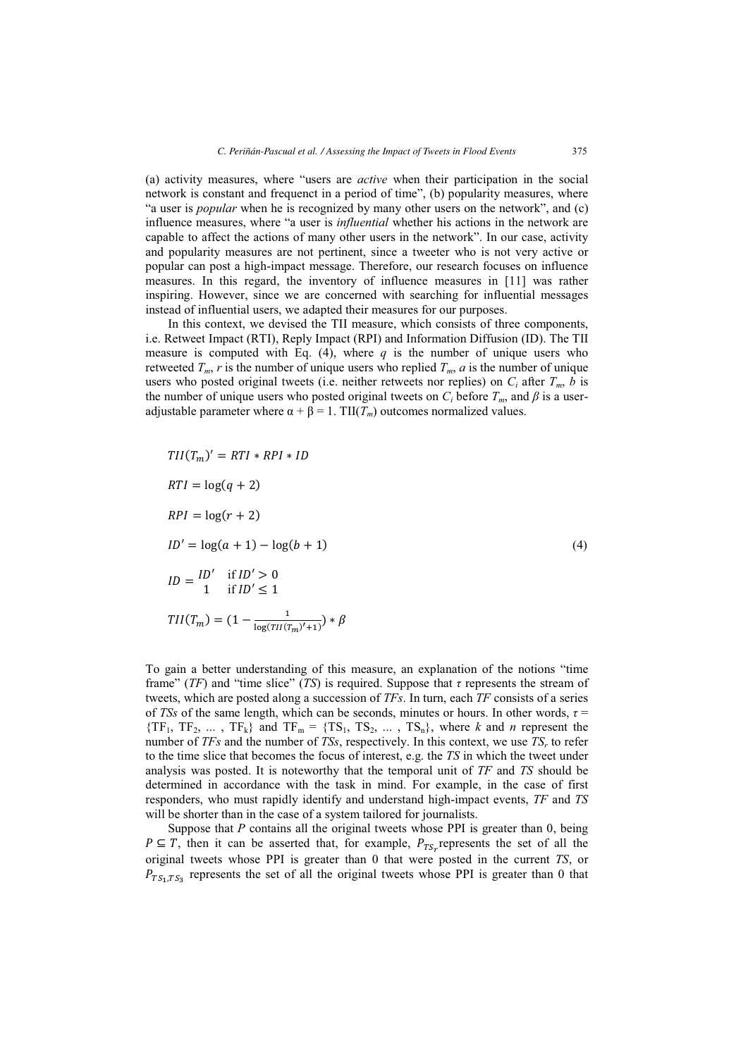(a) activity measures, where "users are *active* when their participation in the social network is constant and frequenct in a period of time", (b) popularity measures, where "a user is *popular* when he is recognized by many other users on the network", and (c) influence measures, where "a user is *influential* whether his actions in the network are capable to affect the actions of many other users in the network". In our case, activity and popularity measures are not pertinent, since a tweeter who is not very active or popular can post a high-impact message. Therefore, our research focuses on influence measures. In this regard, the inventory of influence measures in [11] was rather inspiring. However, since we are concerned with searching for influential messages instead of influential users, we adapted their measures for our purposes.

In this context, we devised the TII measure, which consists of three components, i.e. Retweet Impact (RTI), Reply Impact (RPI) and Information Diffusion (ID). The TII measure is computed with Eq. (4), where $q$ is the number of unique users who retweeted $T_m$, $r$ is the number of unique users who replied $T_m$, $a$ is the number of unique users who posted original tweets (i.e. neither retweets nor replies) on $C_i$ after $T_m$, $b$ is the number of unique users who posted original tweets on $C_i$ before $T_m$, and $\beta$ is a user-adjustable parameter where α + β = 1. TII($T_m$) outcomes normalized values.

$$
\begin{aligned}
&TII(T_m)' = RTI * RPI * ID \\
&RTI = \log(q+2) \\
&RPI = \log(r+2) \\
&ID' = \log(a+1) - \log(b+1) \\
&ID = \begin{cases} ID' & \text{if } ID' > 0 \\ 1 & \text{if } ID' \leq 1 \end{cases} \\
&TII(T_m) = \left(1 - \frac{1}{\log(TII(T_m)'+1)}\right) * \beta
\end{aligned}
\tag{4}
$$

To gain a better understanding of this measure, an explanation of the notions "time frame" (*TF*) and "time slice" (*TS*) is required. Suppose that $\tau$ represents the stream of tweets, which are posted along a succession of *TFs*. In turn, each *TF* consists of a series of *TSs* of the same length, which can be seconds, minutes or hours. In other words, $\tau = \{TF_1, TF_2, \dots, TF_k\}$ and $TF_m = \{TS_1, TS_2, \dots, TS_n\}$, where $k$ and $n$ represent the number of *TFs* and the number of *TSs*, respectively. In this context, we use $TS_r$ to refer to the time slice that becomes the focus of interest, e.g. the *TS* in which the tweet under analysis was posted. It is noteworthy that the temporal unit of *TF* and *TS* should be determined in accordance with the task in mind. For example, in the case of first responders, who must rapidly identify and understand high-impact events, *TF* and *TS* will be shorter than in the case of a system tailored for journalists.

Suppose that $P$ contains all the original tweets whose PPI is greater than 0, being $P \subseteq T$, then it can be asserted that, for example, $P_{TS_r}$ represents the set of all the original tweets whose PPI is greater than 0 that were posted in the current *TS*, or $P_{TS_1,TS_3}$ represents the set of all the original tweets whose PPI is greater than 0 that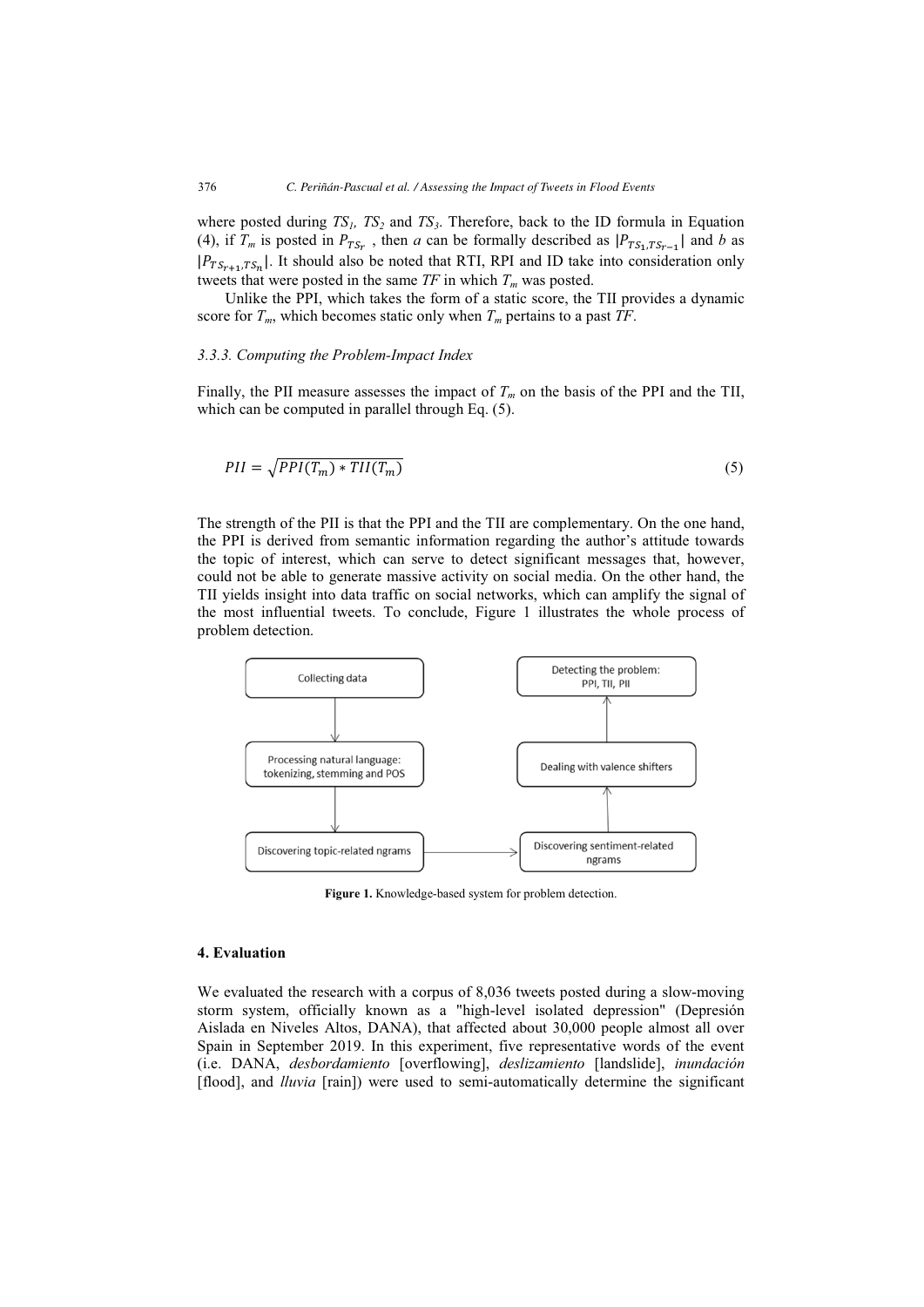where posted during $TS_1$, $TS_2$ and $TS_3$. Therefore, back to the ID formula in Equation (4), if $T_m$ is posted in $P_{TS_r}$ , then $a$ can be formally described as $|P_{TS_1,TS_{r-1}}|$ and $b$ as $|P_{TS_{r+1},TS_n}|$. It should also be noted that RTI, RPI and ID take into consideration only tweets that were posted in the same $TF$ in which $T_m$ was posted.

Unlike the PPI, which takes the form of a static score, the TII provides a dynamic score for $T_m$, which becomes static only when $T_m$ pertains to a past $TF$.

### *3.3.3. Computing the Problem-Impact Index*

Finally, the PII measure assesses the impact of $T_m$ on the basis of the PPI and the TII, which can be computed in parallel through Eq. (5).

$$PII = \sqrt{PPI(T_m) * TII(T_m)} \tag{5}$$

The strength of the PII is that the PPI and the TII are complementary. On the one hand, the PPI is derived from semantic information regarding the author's attitude towards the topic of interest, which can serve to detect significant messages that, however, could not be able to generate massive activity on social media. On the other hand, the TII yields insight into data traffic on social networks, which can amplify the signal of the most influential tweets. To conclude, Figure 1 illustrates the whole process of problem detection.

```
Collecting data
      ↓
Processing natural language: tokenizing, stemming and POS
      ↓
Discovering topic-related ngrams  →  Discovering sentiment-related ngrams
                                            ↓
                                   Dealing with valence shifters
                                            ↓
                                   Detecting the problem: PPI, TII, PII
```

**Figure 1.** Knowledge-based system for problem detection.

## 4. Evaluation

We evaluated the research with a corpus of 8,036 tweets posted during a slow-moving storm system, officially known as a "high-level isolated depression" (Depresión Aislada en Niveles Altos, DANA), that affected about 30,000 people almost all over Spain in September 2019. In this experiment, five representative words of the event (i.e. DANA, *desbordamiento* [overflowing], *deslizamiento* [landslide], *inundación* [flood], and *lluvia* [rain]) were used to semi-automatically determine the significant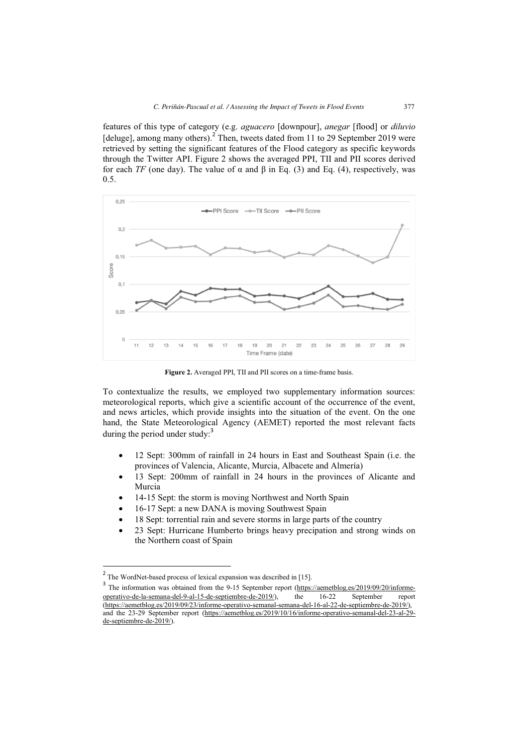features of this type of category (e.g. *aguacero* [downpour], *anegar* [flood] or *diluvio* [deluge], among many others).[2] Then, tweets dated from 11 to 29 September 2019 were retrieved by setting the significant features of the Flood category as specific keywords through the Twitter API. Figure 2 shows the averaged PPI, TII and PII scores derived for each *TF* (one day). The value of $\alpha$ and $\beta$ in Eq. (3) and Eq. (4), respectively, was 0.5.

**Figure 2.** Averaged PPI, TII and PII scores on a time-frame basis.

To contextualize the results, we employed two supplementary information sources: meteorological reports, which give a scientific account of the occurrence of the event, and news articles, which provide insights into the situation of the event. On the one hand, the State Meteorological Agency (AEMET) reported the most relevant facts during the period under study:[3]

- 12 Sept: 300mm of rainfall in 24 hours in East and Southeast Spain (i.e. the provinces of Valencia, Alicante, Murcia, Albacete and Almería)
- 13 Sept: 200mm of rainfall in 24 hours in the provinces of Alicante and Murcia
- 14-15 Sept: the storm is moving Northwest and North Spain
- 16-17 Sept: a new DANA is moving Southwest Spain
- 18 Sept: torrential rain and severe storms in large parts of the country
- 23 Sept: Hurricane Humberto brings heavy precipitation and strong winds on the Northern coast of Spain

---

[2] The WordNet-based process of lexical expansion was described in [15].

[3] The information was obtained from the 9-15 September report (https://aemetblog.es/2019/09/20/informe-operativo-de-la-semana-del-9-al-15-de-septiembre-de-2019/), the 16-22 September report (https://aemetblog.es/2019/09/23/informe-operativo-semanal-semana-del-16-al-22-de-septiembre-de-2019/), and the 23-29 September report (https://aemetblog.es/2019/10/16/informe-operativo-semanal-del-23-al-29-de-septiembre-de-2019/).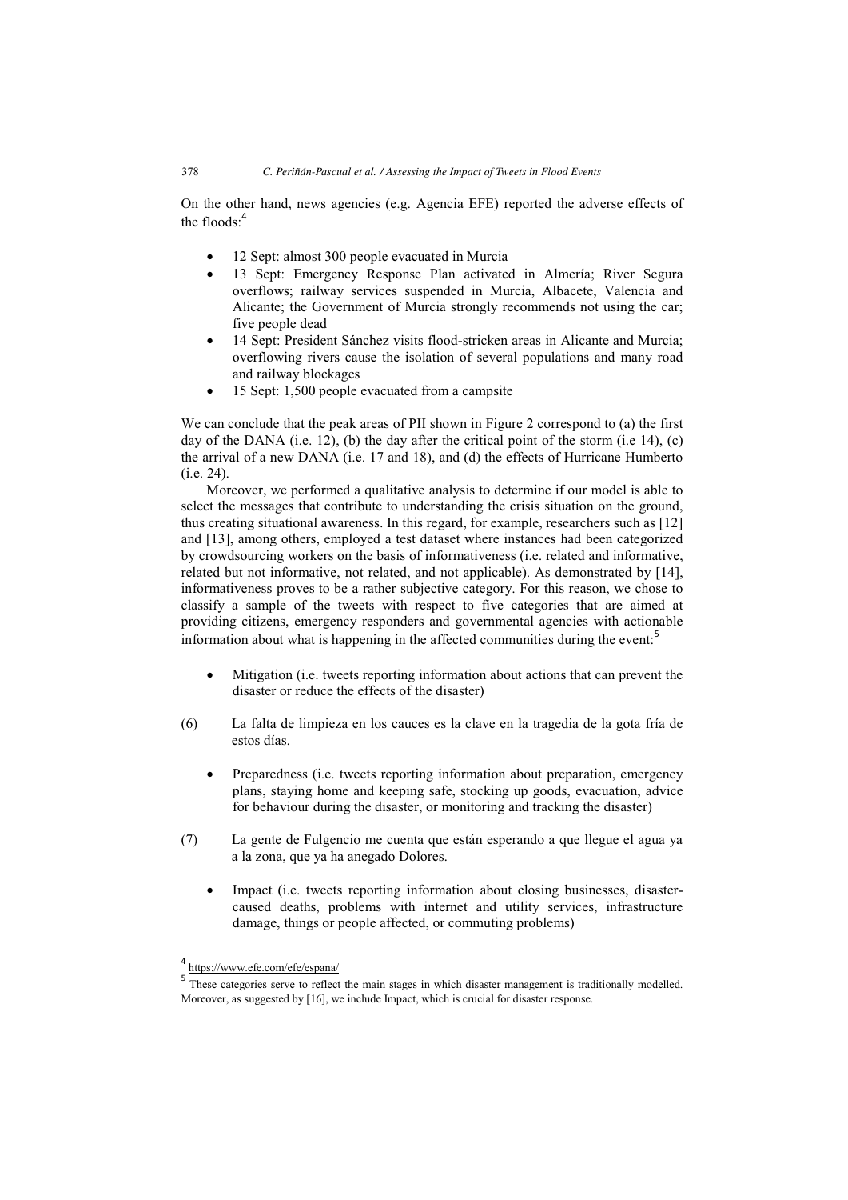On the other hand, news agencies (e.g. Agencia EFE) reported the adverse effects of the floods:[4]

- 12 Sept: almost 300 people evacuated in Murcia
- 13 Sept: Emergency Response Plan activated in Almería; River Segura overflows; railway services suspended in Murcia, Albacete, Valencia and Alicante; the Government of Murcia strongly recommends not using the car; five people dead
- 14 Sept: President Sánchez visits flood-stricken areas in Alicante and Murcia; overflowing rivers cause the isolation of several populations and many road and railway blockages
- 15 Sept: 1,500 people evacuated from a campsite

We can conclude that the peak areas of PII shown in Figure 2 correspond to (a) the first day of the DANA (i.e. 12), (b) the day after the critical point of the storm (i.e 14), (c) the arrival of a new DANA (i.e. 17 and 18), and (d) the effects of Hurricane Humberto (i.e. 24).

Moreover, we performed a qualitative analysis to determine if our model is able to select the messages that contribute to understanding the crisis situation on the ground, thus creating situational awareness. In this regard, for example, researchers such as [12] and [13], among others, employed a test dataset where instances had been categorized by crowdsourcing workers on the basis of informativeness (i.e. related and informative, related but not informative, not related, and not applicable). As demonstrated by [14], informativeness proves to be a rather subjective category. For this reason, we chose to classify a sample of the tweets with respect to five categories that are aimed at providing citizens, emergency responders and governmental agencies with actionable information about what is happening in the affected communities during the event:[5]

- Mitigation (i.e. tweets reporting information about actions that can prevent the disaster or reduce the effects of the disaster)

(6) La falta de limpieza en los cauces es la clave en la tragedia de la gota fría de estos días.

- Preparedness (i.e. tweets reporting information about preparation, emergency plans, staying home and keeping safe, stocking up goods, evacuation, advice for behaviour during the disaster, or monitoring and tracking the disaster)

(7) La gente de Fulgencio me cuenta que están esperando a que llegue el agua ya a la zona, que ya ha anegado Dolores.

- Impact (i.e. tweets reporting information about closing businesses, disaster-caused deaths, problems with internet and utility services, infrastructure damage, things or people affected, or commuting problems)

[4] https://www.efe.com/efe/espana/

[5] These categories serve to reflect the main stages in which disaster management is traditionally modelled. Moreover, as suggested by [16], we include Impact, which is crucial for disaster response.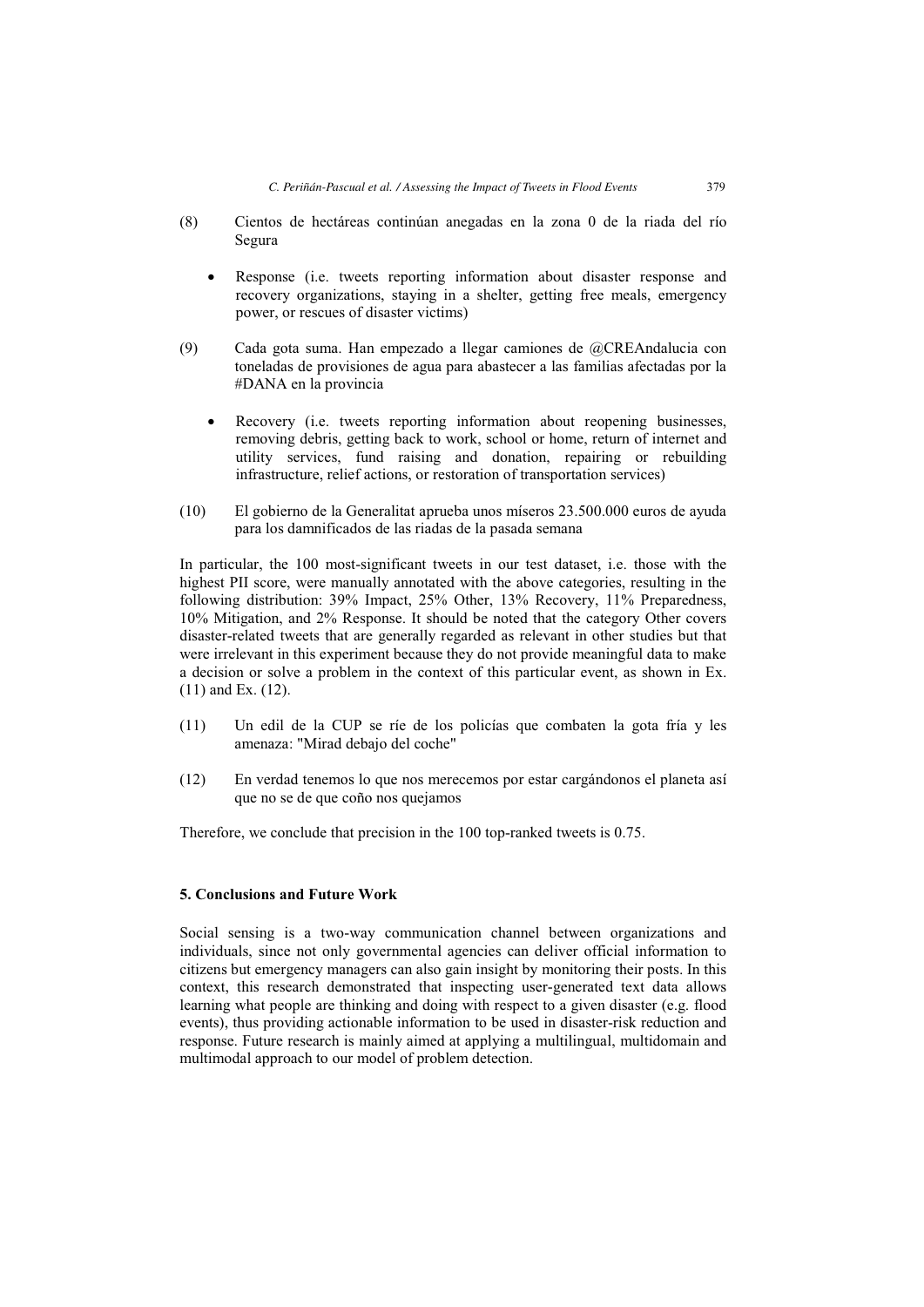(8) Cientos de hectáreas continúan anegadas en la zona 0 de la riada del río Segura

- Response (i.e. tweets reporting information about disaster response and recovery organizations, staying in a shelter, getting free meals, emergency power, or rescues of disaster victims)

(9) Cada gota suma. Han empezado a llegar camiones de @CREAndalucia con toneladas de provisiones de agua para abastecer a las familias afectadas por la #DANA en la provincia

- Recovery (i.e. tweets reporting information about reopening businesses, removing debris, getting back to work, school or home, return of internet and utility services, fund raising and donation, repairing or rebuilding infrastructure, relief actions, or restoration of transportation services)

(10) El gobierno de la Generalitat aprueba unos míseros 23.500.000 euros de ayuda para los damnificados de las riadas de la pasada semana

In particular, the 100 most-significant tweets in our test dataset, i.e. those with the highest PII score, were manually annotated with the above categories, resulting in the following distribution: 39% Impact, 25% Other, 13% Recovery, 11% Preparedness, 10% Mitigation, and 2% Response. It should be noted that the category Other covers disaster-related tweets that are generally regarded as relevant in other studies but that were irrelevant in this experiment because they do not provide meaningful data to make a decision or solve a problem in the context of this particular event, as shown in Ex. (11) and Ex. (12).

(11) Un edil de la CUP se ríe de los policías que combaten la gota fría y les amenaza: "Mirad debajo del coche"

(12) En verdad tenemos lo que nos merecemos por estar cargándonos el planeta así que no se de que coño nos quejamos

Therefore, we conclude that precision in the 100 top-ranked tweets is 0.75.

## 5. Conclusions and Future Work

Social sensing is a two-way communication channel between organizations and individuals, since not only governmental agencies can deliver official information to citizens but emergency managers can also gain insight by monitoring their posts. In this context, this research demonstrated that inspecting user-generated text data allows learning what people are thinking and doing with respect to a given disaster (e.g. flood events), thus providing actionable information to be used in disaster-risk reduction and response. Future research is mainly aimed at applying a multilingual, multidomain and multimodal approach to our model of problem detection.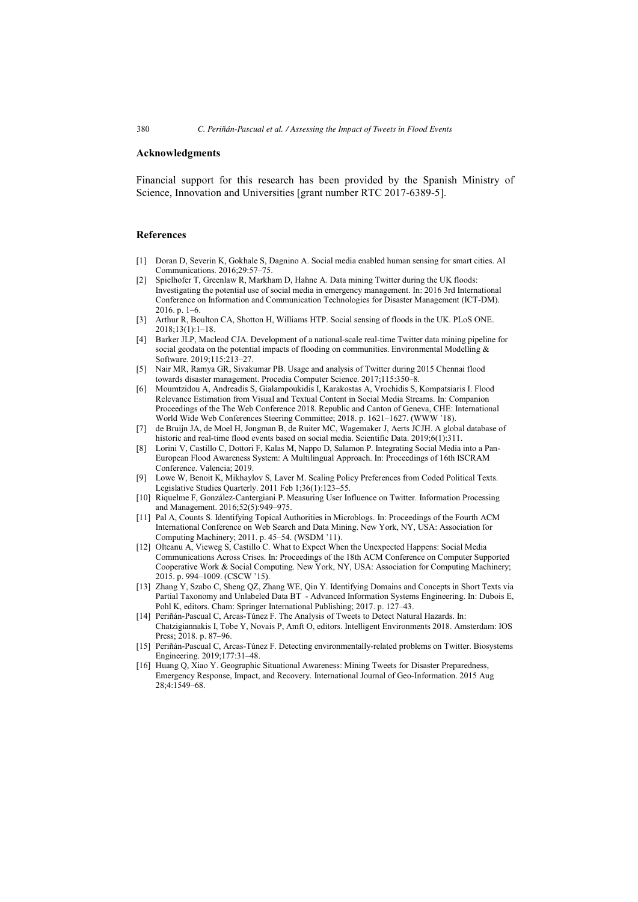## Acknowledgments

Financial support for this research has been provided by the Spanish Ministry of Science, Innovation and Universities [grant number RTC 2017-6389-5].

## References

[1] Doran D, Severin K, Gokhale S, Dagnino A. Social media enabled human sensing for smart cities. AI Communications. 2016;29:57–75.

[2] Spielhofer T, Greenlaw R, Markham D, Hahne A. Data mining Twitter during the UK floods: Investigating the potential use of social media in emergency management. In: 2016 3rd International Conference on Information and Communication Technologies for Disaster Management (ICT-DM). 2016. p. 1–6.

[3] Arthur R, Boulton CA, Shotton H, Williams HTP. Social sensing of floods in the UK. PLoS ONE. 2018;13(1):1–18.

[4] Barker JLP, Macleod CJA. Development of a national-scale real-time Twitter data mining pipeline for social geodata on the potential impacts of flooding on communities. Environmental Modelling & Software. 2019;115:213–27.

[5] Nair MR, Ramya GR, Sivakumar PB. Usage and analysis of Twitter during 2015 Chennai flood towards disaster management. Procedia Computer Science. 2017;115:350–8.

[6] Moumtzidou A, Andreadis S, Gialampoukidis I, Karakostas A, Vrochidis S, Kompatsiaris I. Flood Relevance Estimation from Visual and Textual Content in Social Media Streams. In: Companion Proceedings of the The Web Conference 2018. Republic and Canton of Geneva, CHE: International World Wide Web Conferences Steering Committee; 2018. p. 1621–1627. (WWW '18).

[7] de Bruijn JA, de Moel H, Jongman B, de Ruiter MC, Wagemaker J, Aerts JCJH. A global database of historic and real-time flood events based on social media. Scientific Data. 2019;6(1):311.

[8] Lorini V, Castillo C, Dottori F, Kalas M, Nappo D, Salamon P. Integrating Social Media into a Pan-European Flood Awareness System: A Multilingual Approach. In: Proceedings of 16th ISCRAM Conference. Valencia; 2019.

[9] Lowe W, Benoit K, Mikhaylov S, Laver M. Scaling Policy Preferences from Coded Political Texts. Legislative Studies Quarterly. 2011 Feb 1;36(1):123–55.

[10] Riquelme F, González-Cantergiani P. Measuring User Influence on Twitter. Information Processing and Management. 2016;52(5):949–975.

[11] Pal A, Counts S. Identifying Topical Authorities in Microblogs. In: Proceedings of the Fourth ACM International Conference on Web Search and Data Mining. New York, NY, USA: Association for Computing Machinery; 2011. p. 45–54. (WSDM '11).

[12] Olteanu A, Vieweg S, Castillo C. What to Expect When the Unexpected Happens: Social Media Communications Across Crises. In: Proceedings of the 18th ACM Conference on Computer Supported Cooperative Work & Social Computing. New York, NY, USA: Association for Computing Machinery; 2015. p. 994–1009. (CSCW '15).

[13] Zhang Y, Szabo C, Sheng QZ, Zhang WE, Qin Y. Identifying Domains and Concepts in Short Texts via Partial Taxonomy and Unlabeled Data BT - Advanced Information Systems Engineering. In: Dubois E, Pohl K, editors. Cham: Springer International Publishing; 2017. p. 127–43.

[14] Periñán-Pascual C, Arcas-Túnez F. The Analysis of Tweets to Detect Natural Hazards. In: Chatzigiannakis I, Tobe Y, Novais P, Amft O, editors. Intelligent Environments 2018. Amsterdam: IOS Press; 2018. p. 87–96.

[15] Periñán-Pascual C, Arcas-Túnez F. Detecting environmentally-related problems on Twitter. Biosystems Engineering. 2019;177:31–48.

[16] Huang Q, Xiao Y. Geographic Situational Awareness: Mining Tweets for Disaster Preparedness, Emergency Response, Impact, and Recovery. International Journal of Geo-Information. 2015 Aug 28;4:1549–68.